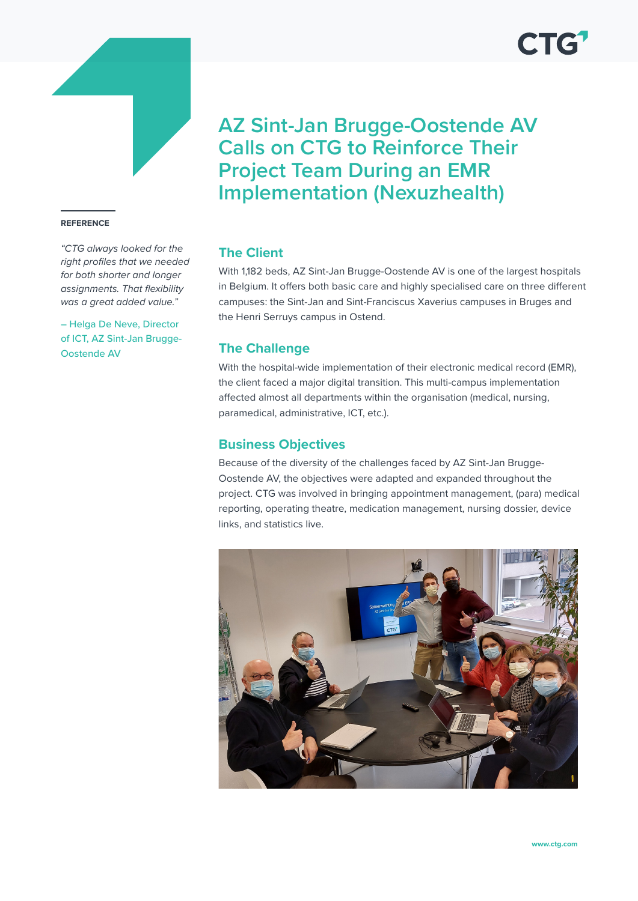# AZ Sint-Jan Brugge-Oostende AV Calls on CTG to Reinforce Their Project Team During an EMR Implementation (Nexuzhealth)

**REFERENCE**

*"CTG always looked for the right profiles that we needed for both shorter and longer assignments. That flexibility was a great added value."*

– Helga De Neve, Director of ICT, AZ Sint-Jan Brugge-Oostende AV

## The Client

With 1,182 beds, AZ Sint-Jan Brugge-Oostende AV is one of the largest hospitals in Belgium. It offers both basic care and highly specialised care on three different campuses: the Sint-Jan and Sint-Franciscus Xaverius campuses in Bruges and the Henri Serruys campus in Ostend.

## The Challenge

With the hospital-wide implementation of their electronic medical record (EMR), the client faced a major digital transition. This multi-campus implementation affected almost all departments within the organisation (medical, nursing, paramedical, administrative, ICT, etc.).

## Business Objectives

Because of the diversity of the challenges faced by AZ Sint-Jan Brugge-Oostende AV, the objectives were adapted and expanded throughout the project. CTG was involved in bringing appointment management, (para) medical reporting, operating theatre, medication management, nursing dossier, device links, and statistics live.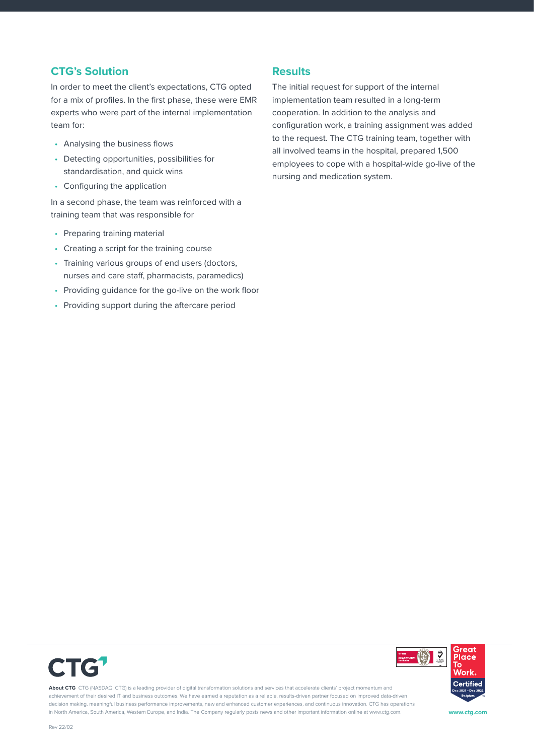## CTG's Solution

In order to meet the client's expectations, CTG opted for a mix of profiles. In the first phase, these were EMR experts who were part of the internal implementation team for:

- Analysing the business flows
- Detecting opportunities, possibilities for standardisation, and quick wins
- Configuring the application

In a second phase, the team was reinforced with a training team that was responsible for

- Preparing training material
- Creating a script for the training course
- Training various groups of end users (doctors, nurses and care staff, pharmacists, paramedics)
- Providing guidance for the go-live on the work floor
- Providing support during the aftercare period

## Results

The initial request for support of the internal implementation team resulted in a long-term cooperation. In addition to the analysis and configuration work, a training assignment was added to the request. The CTG training team, together with all involved teams in the hospital, prepared 1,500 employees to cope with a hospital-wide go-live of the nursing and medication system.

**About CTG** CTG (NASDAQ: CTG) is a leading provider of digital transformation solutions and services that accelerate clients' project momentum and achievement of their desired IT and business outcomes. We have earned a reputation as a reliable, results-driven partner focused on improved data-driven decision making, meaningful business performance improvements, new and enhanced customer experiences, and continuous innovation. CTG has operations in North America, South America, Western Europe, and India. The Company regularly posts news and other important information online at www.ctg.com.

Great Place To Work. Certified Dec 2021 – Dec 2022 Belgium

www.ctg.com

Rev 22/02